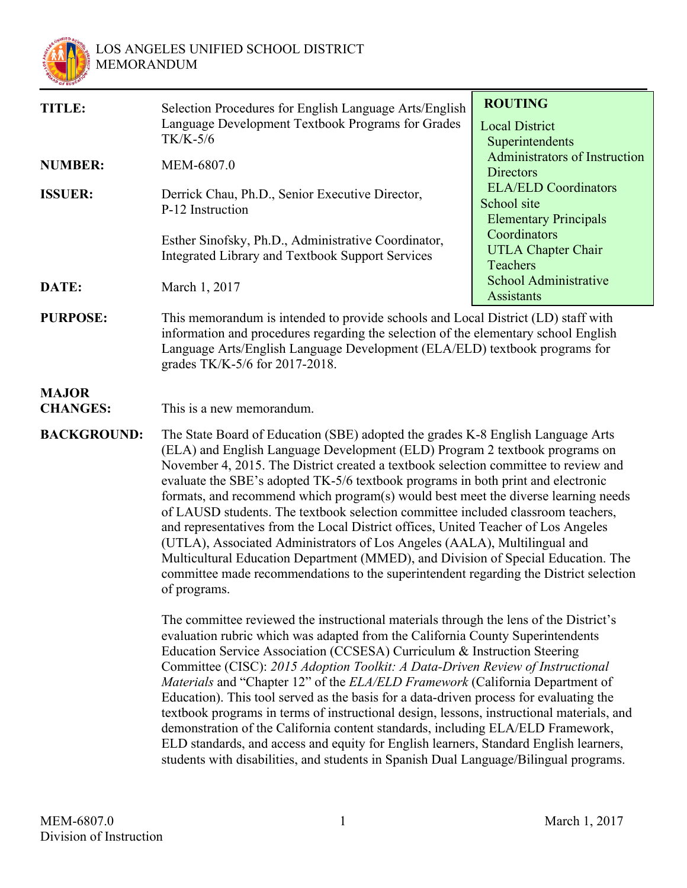LOS ANGELES UNIFIED SCHOOL DISTRICT
MEMORANDUM

| | | |
|---|---|---|
| **TITLE:** | Selection Procedures for English Language Arts/English Language Development Textbook Programs for Grades TK/K-5/6 | **ROUTING**<br>Local District<br>Superintendents<br>Administrators of Instruction<br>Directors<br>ELA/ELD Coordinators<br>School site<br>Elementary Principals<br>Coordinators<br>UTLA Chapter Chair<br>Teachers<br>School Administrative Assistants |
| **NUMBER:** | MEM-6807.0 | |
| **ISSUER:** | Derrick Chau, Ph.D., Senior Executive Director, P-12 Instruction<br><br>Esther Sinofsky, Ph.D., Administrative Coordinator, Integrated Library and Textbook Support Services | |
| **DATE:** | March 1, 2017 | |

**PURPOSE:** This memorandum is intended to provide schools and Local District (LD) staff with information and procedures regarding the selection of the elementary school English Language Arts/English Language Development (ELA/ELD) textbook programs for grades TK/K-5/6 for 2017-2018.

**MAJOR CHANGES:** This is a new memorandum.

**BACKGROUND:** The State Board of Education (SBE) adopted the grades K-8 English Language Arts (ELA) and English Language Development (ELD) Program 2 textbook programs on November 4, 2015. The District created a textbook selection committee to review and evaluate the SBE's adopted TK-5/6 textbook programs in both print and electronic formats, and recommend which program(s) would best meet the diverse learning needs of LAUSD students. The textbook selection committee included classroom teachers, and representatives from the Local District offices, United Teacher of Los Angeles (UTLA), Associated Administrators of Los Angeles (AALA), Multilingual and Multicultural Education Department (MMED), and Division of Special Education. The committee made recommendations to the superintendent regarding the District selection of programs.

The committee reviewed the instructional materials through the lens of the District's evaluation rubric which was adapted from the California County Superintendents Education Service Association (CCSESA) Curriculum & Instruction Steering Committee (CISC): *2015 Adoption Toolkit: A Data-Driven Review of Instructional Materials* and "Chapter 12" of the *ELA/ELD Framework* (California Department of Education). This tool served as the basis for a data-driven process for evaluating the textbook programs in terms of instructional design, lessons, instructional materials, and demonstration of the California content standards, including ELA/ELD Framework, ELD standards, and access and equity for English learners, Standard English learners, students with disabilities, and students in Spanish Dual Language/Bilingual programs.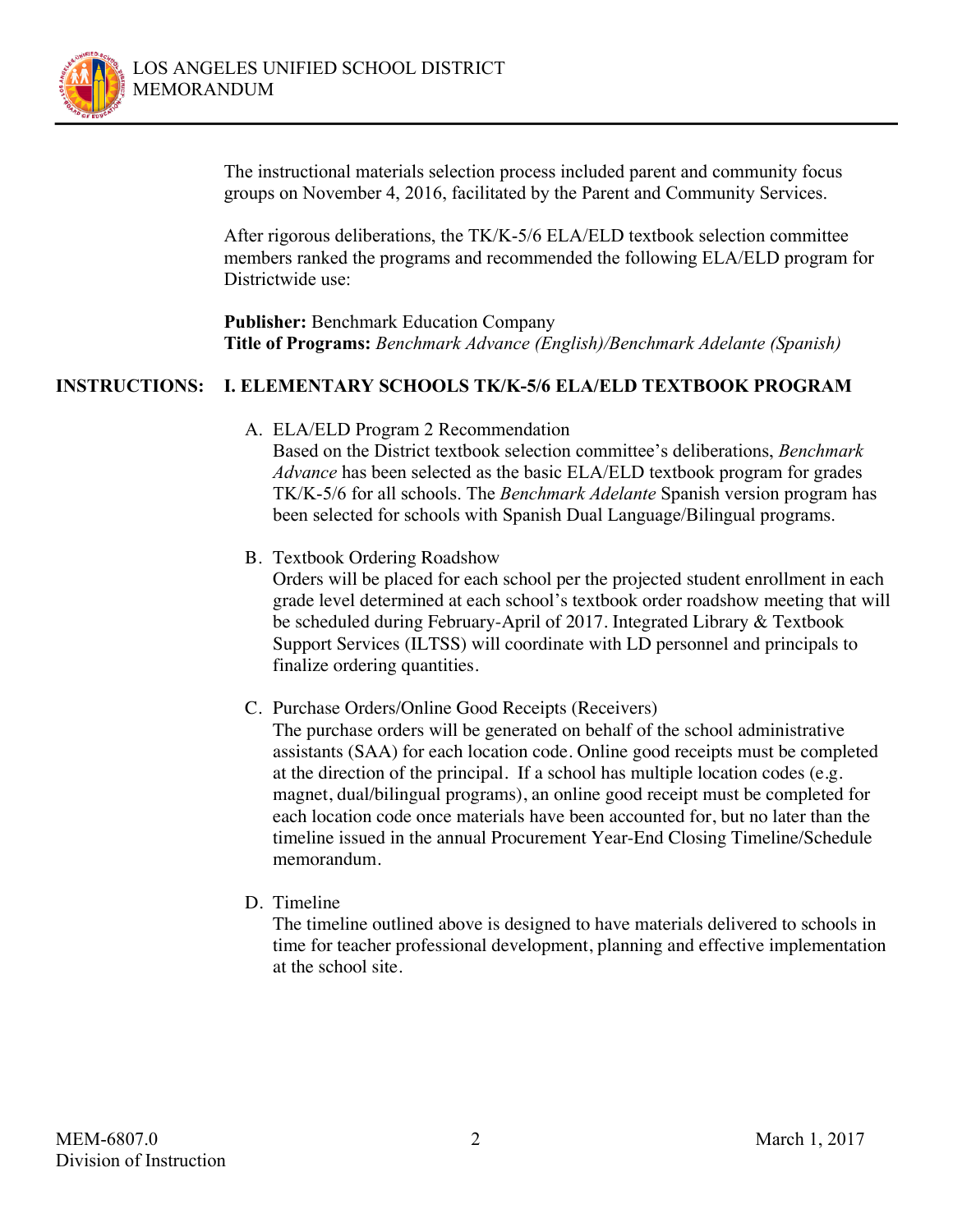The instructional materials selection process included parent and community focus groups on November 4, 2016, facilitated by the Parent and Community Services.

After rigorous deliberations, the TK/K-5/6 ELA/ELD textbook selection committee members ranked the programs and recommended the following ELA/ELD program for Districtwide use:

**Publisher:** Benchmark Education Company
**Title of Programs:** *Benchmark Advance (English)/Benchmark Adelante (Spanish)*

**INSTRUCTIONS: I. ELEMENTARY SCHOOLS TK/K-5/6 ELA/ELD TEXTBOOK PROGRAM**

A. ELA/ELD Program 2 Recommendation
Based on the District textbook selection committee's deliberations, *Benchmark Advance* has been selected as the basic ELA/ELD textbook program for grades TK/K-5/6 for all schools. The *Benchmark Adelante* Spanish version program has been selected for schools with Spanish Dual Language/Bilingual programs.

B. Textbook Ordering Roadshow
Orders will be placed for each school per the projected student enrollment in each grade level determined at each school's textbook order roadshow meeting that will be scheduled during February-April of 2017. Integrated Library & Textbook Support Services (ILTSS) will coordinate with LD personnel and principals to finalize ordering quantities.

C. Purchase Orders/Online Good Receipts (Receivers)
The purchase orders will be generated on behalf of the school administrative assistants (SAA) for each location code. Online good receipts must be completed at the direction of the principal. If a school has multiple location codes (e.g. magnet, dual/bilingual programs), an online good receipt must be completed for each location code once materials have been accounted for, but no later than the timeline issued in the annual Procurement Year-End Closing Timeline/Schedule memorandum.

D. Timeline
The timeline outlined above is designed to have materials delivered to schools in time for teacher professional development, planning and effective implementation at the school site.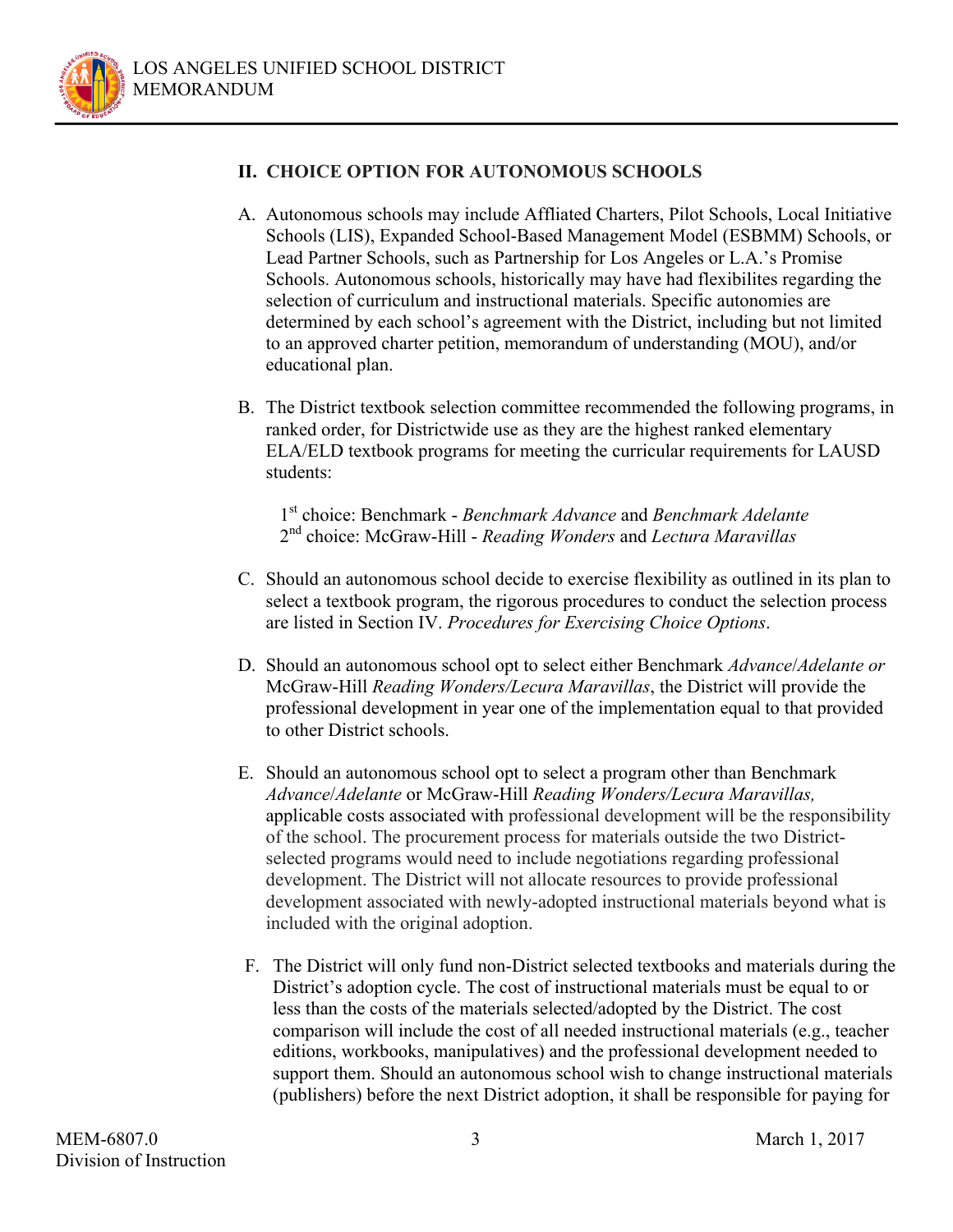## II. CHOICE OPTION FOR AUTONOMOUS SCHOOLS

A. Autonomous schools may include Affliated Charters, Pilot Schools, Local Initiative Schools (LIS), Expanded School-Based Management Model (ESBMM) Schools, or Lead Partner Schools, such as Partnership for Los Angeles or L.A.'s Promise Schools. Autonomous schools, historically may have had flexibilites regarding the selection of curriculum and instructional materials. Specific autonomies are determined by each school's agreement with the District, including but not limited to an approved charter petition, memorandum of understanding (MOU), and/or educational plan.

B. The District textbook selection committee recommended the following programs, in ranked order, for Districtwide use as they are the highest ranked elementary ELA/ELD textbook programs for meeting the curricular requirements for LAUSD students:

1st choice: Benchmark - *Benchmark Advance* and *Benchmark Adelante*
2nd choice: McGraw-Hill - *Reading Wonders* and *Lectura Maravillas*

C. Should an autonomous school decide to exercise flexibility as outlined in its plan to select a textbook program, the rigorous procedures to conduct the selection process are listed in Section IV. *Procedures for Exercising Choice Options*.

D. Should an autonomous school opt to select either Benchmark *Advance/Adelante or* McGraw-Hill *Reading Wonders/Lecura Maravillas*, the District will provide the professional development in year one of the implementation equal to that provided to other District schools.

E. Should an autonomous school opt to select a program other than Benchmark *Advance/Adelante* or McGraw-Hill *Reading Wonders/Lecura Maravillas,* applicable costs associated with professional development will be the responsibility of the school. The procurement process for materials outside the two District-selected programs would need to include negotiations regarding professional development. The District will not allocate resources to provide professional development associated with newly-adopted instructional materials beyond what is included with the original adoption.

F. The District will only fund non-District selected textbooks and materials during the District's adoption cycle. The cost of instructional materials must be equal to or less than the costs of the materials selected/adopted by the District. The cost comparison will include the cost of all needed instructional materials (e.g., teacher editions, workbooks, manipulatives) and the professional development needed to support them. Should an autonomous school wish to change instructional materials (publishers) before the next District adoption, it shall be responsible for paying for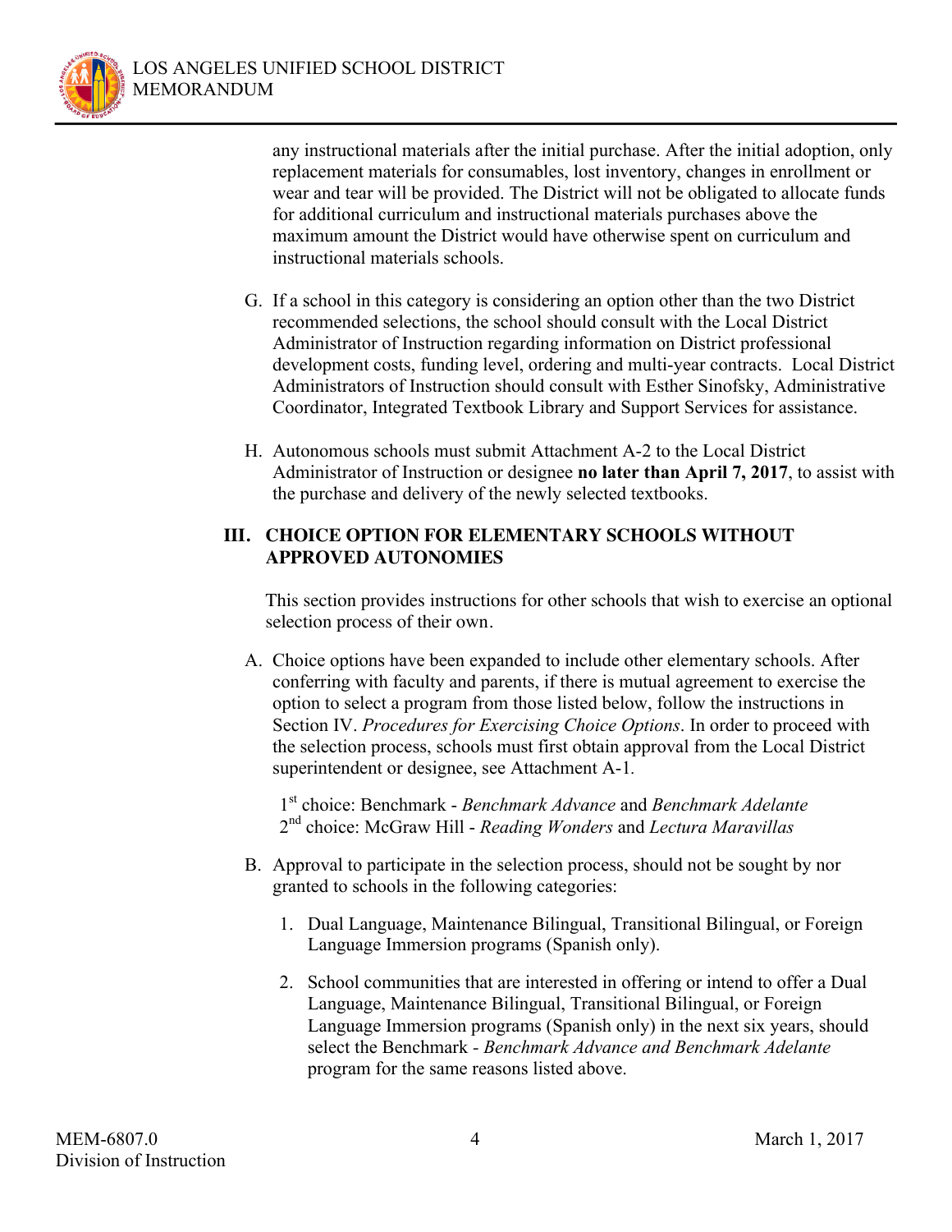any instructional materials after the initial purchase. After the initial adoption, only replacement materials for consumables, lost inventory, changes in enrollment or wear and tear will be provided. The District will not be obligated to allocate funds for additional curriculum and instructional materials purchases above the maximum amount the District would have otherwise spent on curriculum and instructional materials schools.

G. If a school in this category is considering an option other than the two District recommended selections, the school should consult with the Local District Administrator of Instruction regarding information on District professional development costs, funding level, ordering and multi-year contracts. Local District Administrators of Instruction should consult with Esther Sinofsky, Administrative Coordinator, Integrated Textbook Library and Support Services for assistance.

H. Autonomous schools must submit Attachment A-2 to the Local District Administrator of Instruction or designee **no later than April 7, 2017**, to assist with the purchase and delivery of the newly selected textbooks.

## III. CHOICE OPTION FOR ELEMENTARY SCHOOLS WITHOUT APPROVED AUTONOMIES

This section provides instructions for other schools that wish to exercise an optional selection process of their own.

A. Choice options have been expanded to include other elementary schools. After conferring with faculty and parents, if there is mutual agreement to exercise the option to select a program from those listed below, follow the instructions in Section IV. *Procedures for Exercising Choice Options*. In order to proceed with the selection process, schools must first obtain approval from the Local District superintendent or designee, see Attachment A-1.

   1st choice: Benchmark - *Benchmark Advance* and *Benchmark Adelante*
   2nd choice: McGraw Hill - *Reading Wonders* and *Lectura Maravillas*

B. Approval to participate in the selection process, should not be sought by nor granted to schools in the following categories:

   1. Dual Language, Maintenance Bilingual, Transitional Bilingual, or Foreign Language Immersion programs (Spanish only).

   2. School communities that are interested in offering or intend to offer a Dual Language, Maintenance Bilingual, Transitional Bilingual, or Foreign Language Immersion programs (Spanish only) in the next six years, should select the Benchmark - *Benchmark Advance and Benchmark Adelante* program for the same reasons listed above.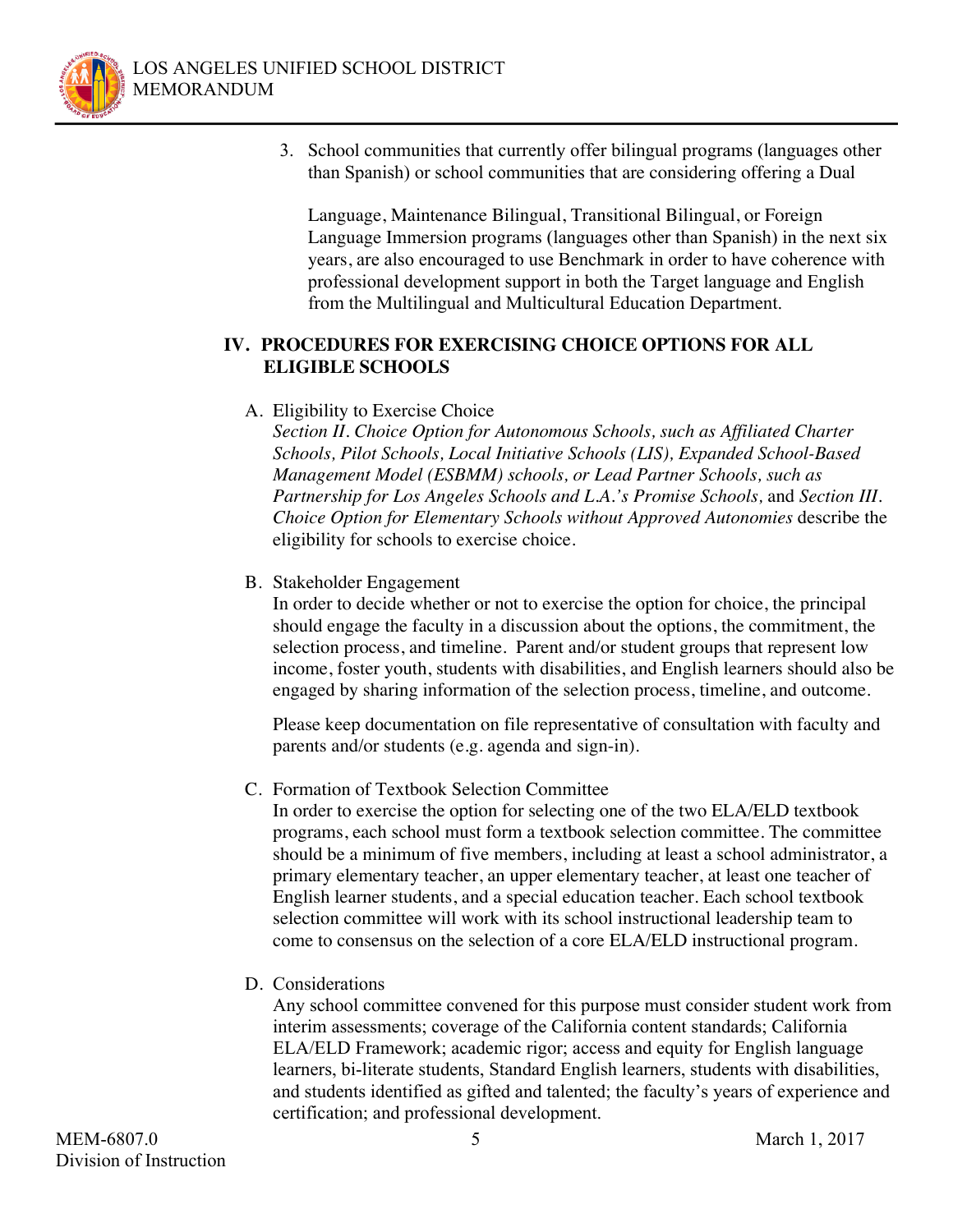3. School communities that currently offer bilingual programs (languages other than Spanish) or school communities that are considering offering a Dual Language, Maintenance Bilingual, Transitional Bilingual, or Foreign Language Immersion programs (languages other than Spanish) in the next six years, are also encouraged to use Benchmark in order to have coherence with professional development support in both the Target language and English from the Multilingual and Multicultural Education Department.

## IV. PROCEDURES FOR EXERCISING CHOICE OPTIONS FOR ALL ELIGIBLE SCHOOLS

A. Eligibility to Exercise Choice
*Section II. Choice Option for Autonomous Schools, such as Affiliated Charter Schools, Pilot Schools, Local Initiative Schools (LIS), Expanded School-Based Management Model (ESBMM) schools, or Lead Partner Schools, such as Partnership for Los Angeles Schools and L.A.'s Promise Schools,* and *Section III. Choice Option for Elementary Schools without Approved Autonomies* describe the eligibility for schools to exercise choice.

B. Stakeholder Engagement
In order to decide whether or not to exercise the option for choice, the principal should engage the faculty in a discussion about the options, the commitment, the selection process, and timeline. Parent and/or student groups that represent low income, foster youth, students with disabilities, and English learners should also be engaged by sharing information of the selection process, timeline, and outcome.

Please keep documentation on file representative of consultation with faculty and parents and/or students (e.g. agenda and sign-in).

C. Formation of Textbook Selection Committee
In order to exercise the option for selecting one of the two ELA/ELD textbook programs, each school must form a textbook selection committee. The committee should be a minimum of five members, including at least a school administrator, a primary elementary teacher, an upper elementary teacher, at least one teacher of English learner students, and a special education teacher. Each school textbook selection committee will work with its school instructional leadership team to come to consensus on the selection of a core ELA/ELD instructional program.

D. Considerations
Any school committee convened for this purpose must consider student work from interim assessments; coverage of the California content standards; California ELA/ELD Framework; academic rigor; access and equity for English language learners, bi-literate students, Standard English learners, students with disabilities, and students identified as gifted and talented; the faculty's years of experience and certification; and professional development.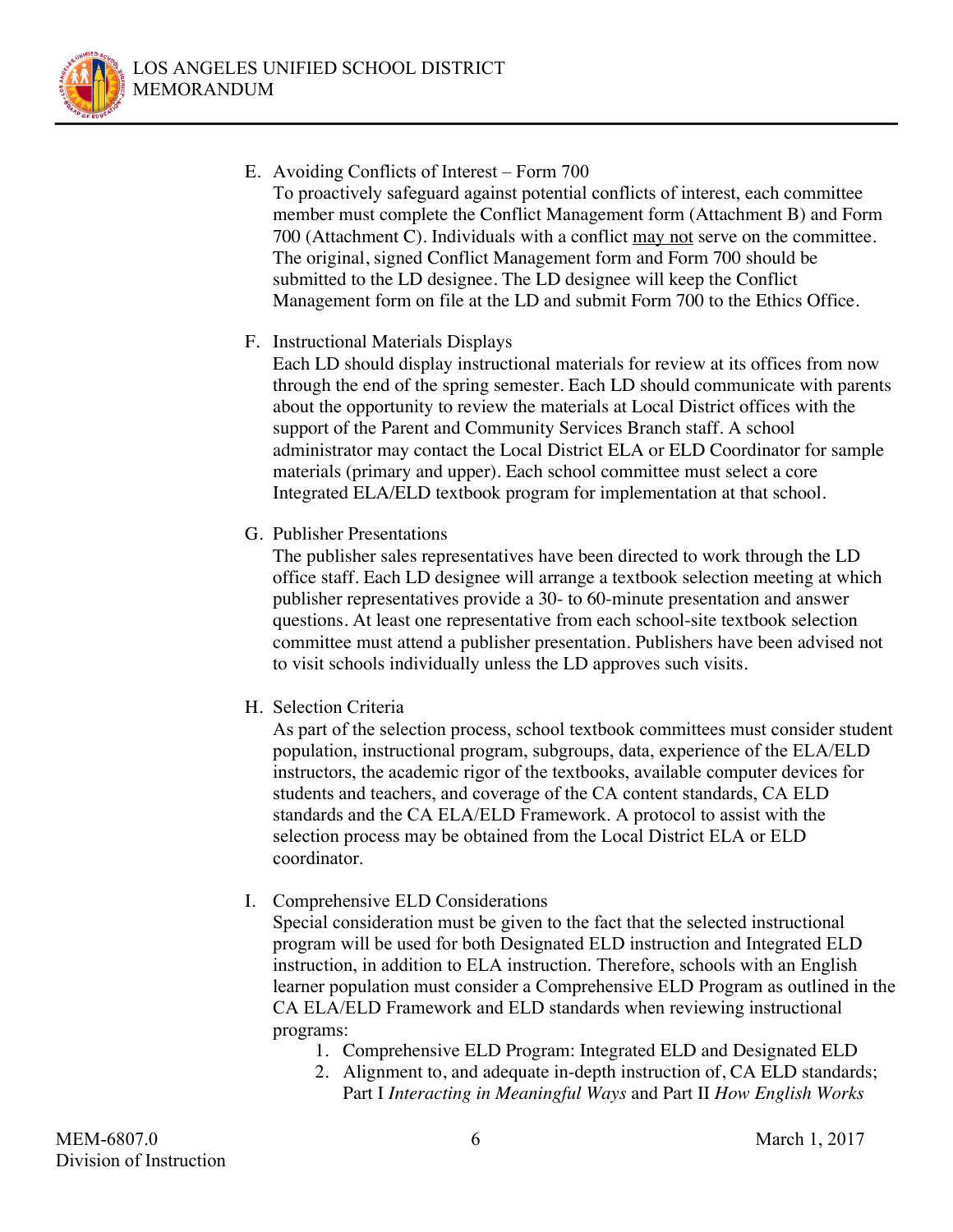E. Avoiding Conflicts of Interest – Form 700

To proactively safeguard against potential conflicts of interest, each committee member must complete the Conflict Management form (Attachment B) and Form 700 (Attachment C). Individuals with a conflict <u>may not</u> serve on the committee. The original, signed Conflict Management form and Form 700 should be submitted to the LD designee. The LD designee will keep the Conflict Management form on file at the LD and submit Form 700 to the Ethics Office.

F. Instructional Materials Displays

Each LD should display instructional materials for review at its offices from now through the end of the spring semester. Each LD should communicate with parents about the opportunity to review the materials at Local District offices with the support of the Parent and Community Services Branch staff. A school administrator may contact the Local District ELA or ELD Coordinator for sample materials (primary and upper). Each school committee must select a core Integrated ELA/ELD textbook program for implementation at that school.

G. Publisher Presentations

The publisher sales representatives have been directed to work through the LD office staff. Each LD designee will arrange a textbook selection meeting at which publisher representatives provide a 30- to 60-minute presentation and answer questions. At least one representative from each school-site textbook selection committee must attend a publisher presentation. Publishers have been advised not to visit schools individually unless the LD approves such visits.

H. Selection Criteria

As part of the selection process, school textbook committees must consider student population, instructional program, subgroups, data, experience of the ELA/ELD instructors, the academic rigor of the textbooks, available computer devices for students and teachers, and coverage of the CA content standards, CA ELD standards and the CA ELA/ELD Framework. A protocol to assist with the selection process may be obtained from the Local District ELA or ELD coordinator.

I. Comprehensive ELD Considerations

Special consideration must be given to the fact that the selected instructional program will be used for both Designated ELD instruction and Integrated ELD instruction, in addition to ELA instruction. Therefore, schools with an English learner population must consider a Comprehensive ELD Program as outlined in the CA ELA/ELD Framework and ELD standards when reviewing instructional programs:

1. Comprehensive ELD Program: Integrated ELD and Designated ELD
2. Alignment to, and adequate in-depth instruction of, CA ELD standards; Part I *Interacting in Meaningful Ways* and Part II *How English Works*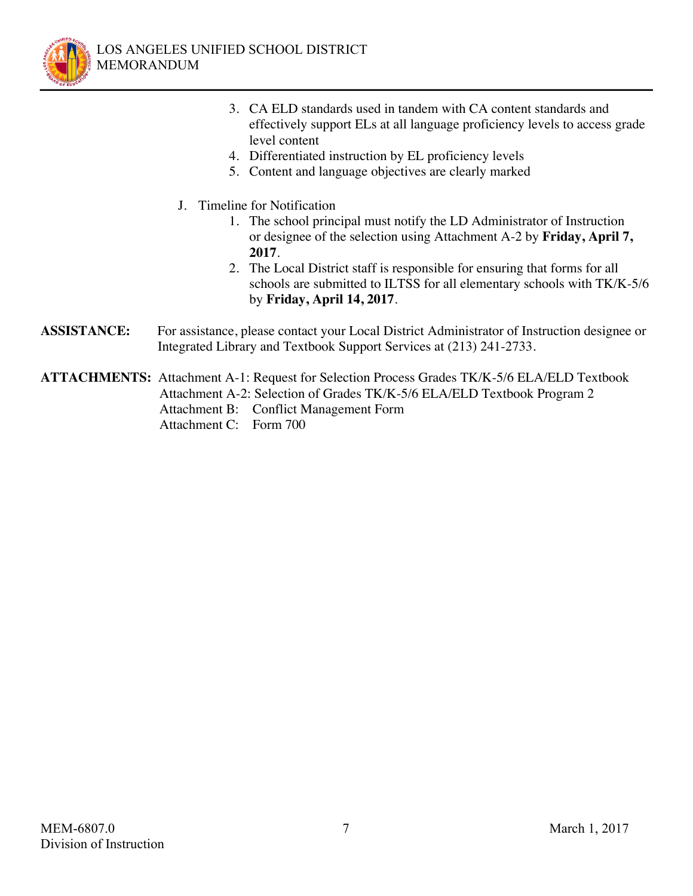3. CA ELD standards used in tandem with CA content standards and effectively support ELs at all language proficiency levels to access grade level content
4. Differentiated instruction by EL proficiency levels
5. Content and language objectives are clearly marked

J. Timeline for Notification

1. The school principal must notify the LD Administrator of Instruction or designee of the selection using Attachment A-2 by **Friday, April 7, 2017**.
2. The Local District staff is responsible for ensuring that forms for all schools are submitted to ILTSS for all elementary schools with TK/K-5/6 by **Friday, April 14, 2017**.

**ASSISTANCE:** For assistance, please contact your Local District Administrator of Instruction designee or Integrated Library and Textbook Support Services at (213) 241-2733.

**ATTACHMENTS:** Attachment A-1: Request for Selection Process Grades TK/K-5/6 ELA/ELD Textbook
Attachment A-2: Selection of Grades TK/K-5/6 ELA/ELD Textbook Program 2
Attachment B: Conflict Management Form
Attachment C: Form 700

MEM-6807.0
Division of Instruction

March 1, 2017